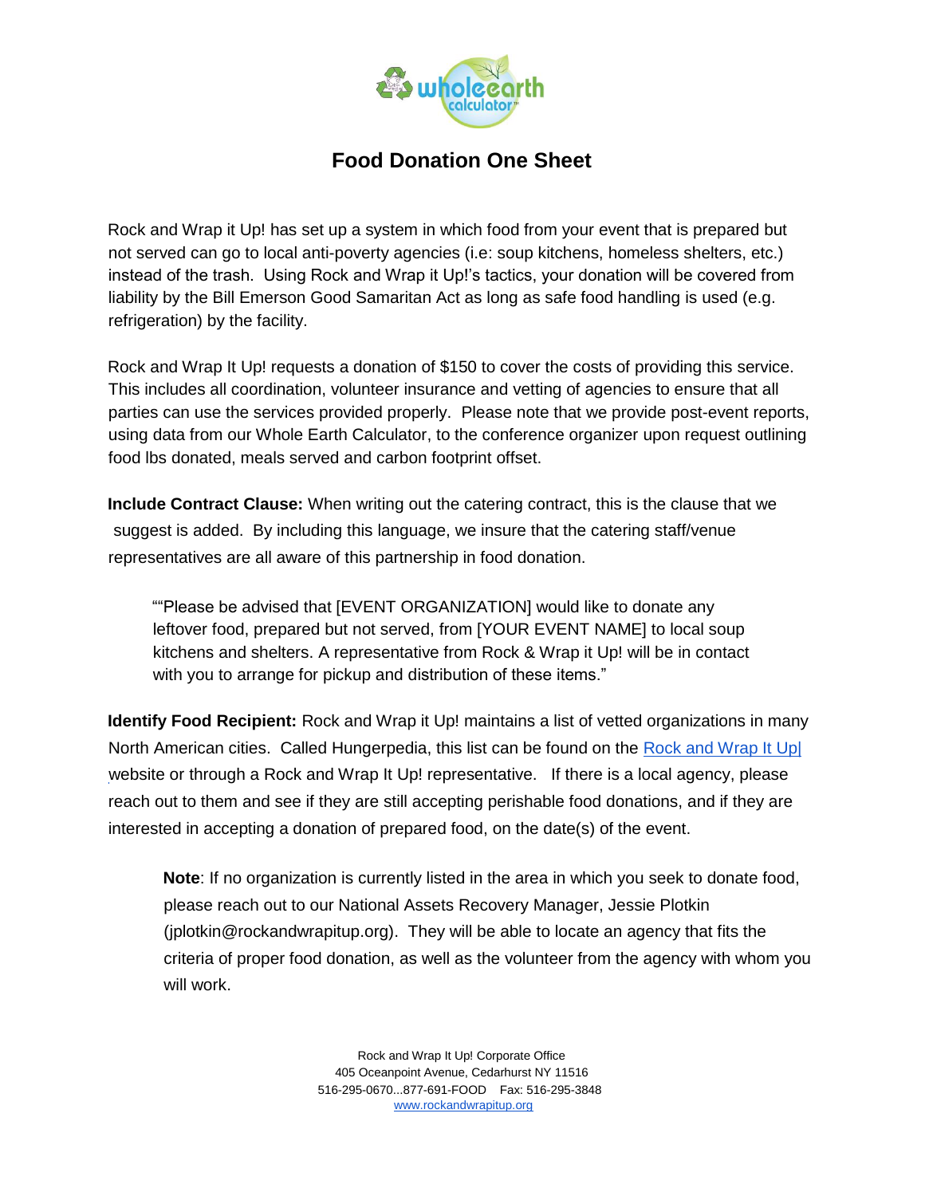# Food Donation One Sheet

Rock and Wrap it Up! has set up a system in which food from your event that is prepared but not served can go to local anti-poverty agencies (i.e: soup kitchens, homeless shelters, etc.) instead of the trash. Using Rock and Wrap it Up!'s tactics, your donation will be covered from liability by the Bill Emerson Good Samaritan Act as long as safe food handling is used (e.g. refrigeration) by the facility.

Rock and Wrap It Up! requests a donation of $150 to cover the costs of providing this service. This includes all coordination, volunteer insurance and vetting of agencies to ensure that all parties can use the services provided properly. Please note that we provide post-event reports, using data from our Whole Earth Calculator, to the conference organizer upon request outlining food lbs donated, meals served and carbon footprint offset.

**Include Contract Clause:** When writing out the catering contract, this is the clause that we suggest is added. By including this language, we insure that the catering staff/venue representatives are all aware of this partnership in food donation.

> ""Please be advised that [EVENT ORGANIZATION] would like to donate any leftover food, prepared but not served, from [YOUR EVENT NAME] to local soup kitchens and shelters. A representative from Rock & Wrap it Up! will be in contact with you to arrange for pickup and distribution of these items."

**Identify Food Recipient:** Rock and Wrap it Up! maintains a list of vetted organizations in many North American cities. Called Hungerpedia, this list can be found on the Rock and Wrap It Up| website or through a Rock and Wrap It Up! representative. If there is a local agency, please reach out to them and see if they are still accepting perishable food donations, and if they are interested in accepting a donation of prepared food, on the date(s) of the event.

> **Note**: If no organization is currently listed in the area in which you seek to donate food, please reach out to our National Assets Recovery Manager, Jessie Plotkin (jplotkin@rockandwrapitup.org). They will be able to locate an agency that fits the criteria of proper food donation, as well as the volunteer from the agency with whom you will work.

Rock and Wrap It Up! Corporate Office
405 Oceanpoint Avenue, Cedarhurst NY 11516
516-295-0670...877-691-FOOD Fax: 516-295-3848
www.rockandwrapitup.org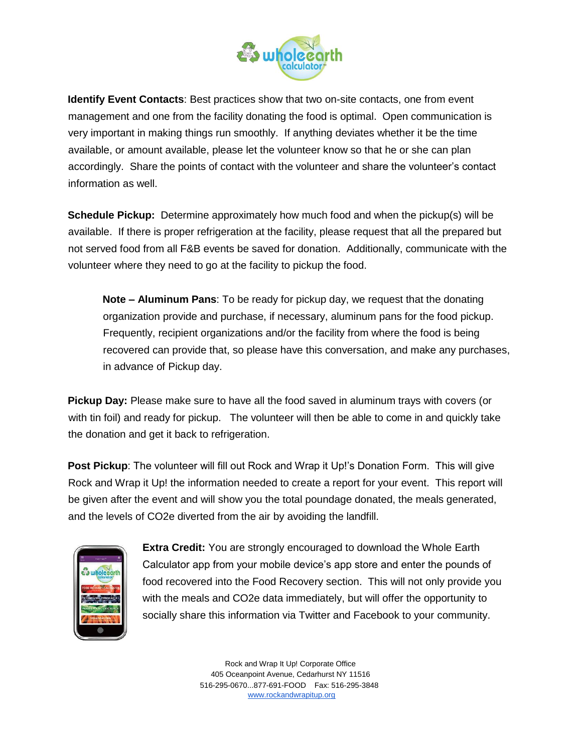**Identify Event Contacts**: Best practices show that two on-site contacts, one from event management and one from the facility donating the food is optimal. Open communication is very important in making things run smoothly. If anything deviates whether it be the time available, or amount available, please let the volunteer know so that he or she can plan accordingly. Share the points of contact with the volunteer and share the volunteer's contact information as well.

**Schedule Pickup:** Determine approximately how much food and when the pickup(s) will be available. If there is proper refrigeration at the facility, please request that all the prepared but not served food from all F&B events be saved for donation. Additionally, communicate with the volunteer where they need to go at the facility to pickup the food.

> **Note – Aluminum Pans**: To be ready for pickup day, we request that the donating organization provide and purchase, if necessary, aluminum pans for the food pickup. Frequently, recipient organizations and/or the facility from where the food is being recovered can provide that, so please have this conversation, and make any purchases, in advance of Pickup day.

**Pickup Day:** Please make sure to have all the food saved in aluminum trays with covers (or with tin foil) and ready for pickup. The volunteer will then be able to come in and quickly take the donation and get it back to refrigeration.

**Post Pickup**: The volunteer will fill out Rock and Wrap it Up!'s Donation Form. This will give Rock and Wrap it Up! the information needed to create a report for your event. This report will be given after the event and will show you the total poundage donated, the meals generated, and the levels of $CO_2e$ diverted from the air by avoiding the landfill.

**Extra Credit:** You are strongly encouraged to download the Whole Earth Calculator app from your mobile device's app store and enter the pounds of food recovered into the Food Recovery section. This will not only provide you with the meals and $CO_2e$ data immediately, but will offer the opportunity to socially share this information via Twitter and Facebook to your community.

Rock and Wrap It Up! Corporate Office
405 Oceanpoint Avenue, Cedarhurst NY 11516
516-295-0670...877-691-FOOD Fax: 516-295-3848
www.rockandwrapitup.org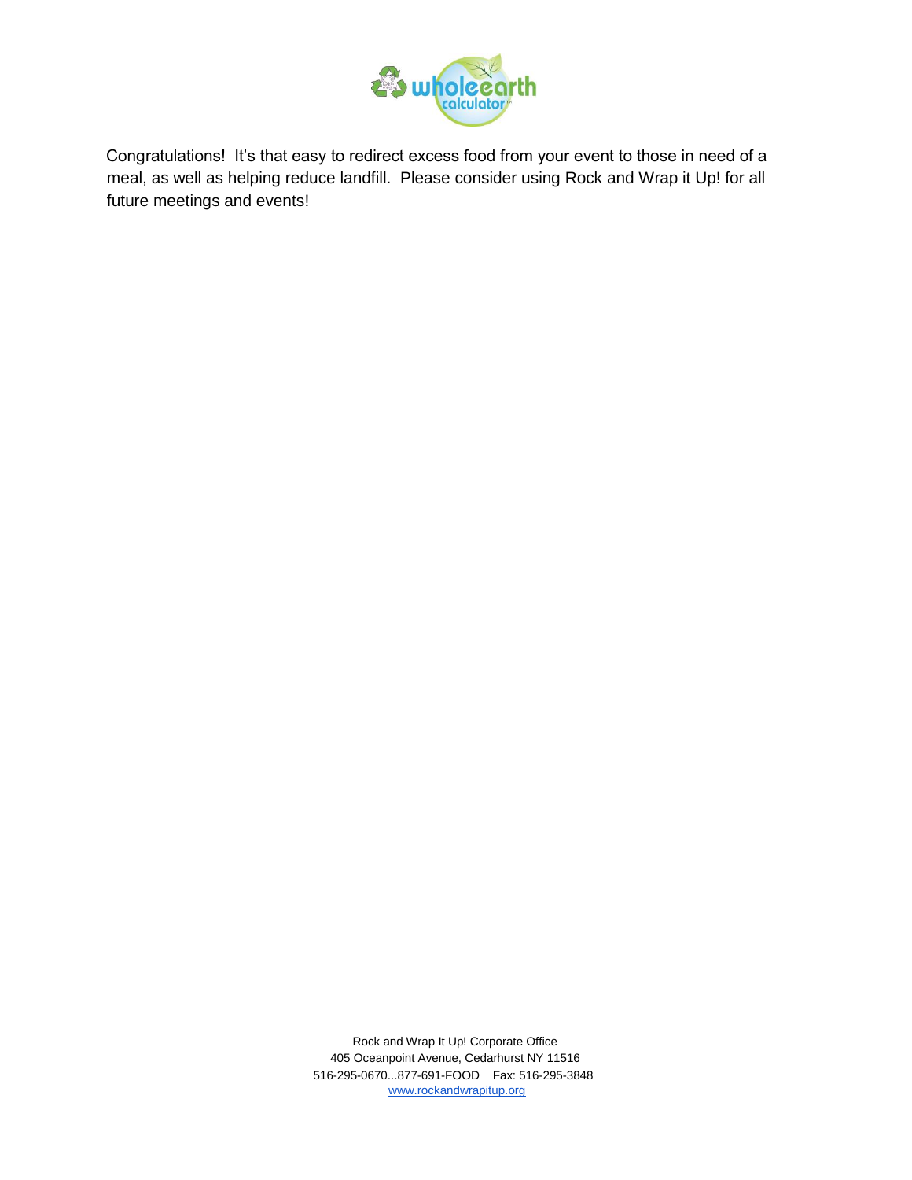Congratulations! It's that easy to redirect excess food from your event to those in need of a meal, as well as helping reduce landfill. Please consider using Rock and Wrap it Up! for all future meetings and events!

Rock and Wrap It Up! Corporate Office
405 Oceanpoint Avenue, Cedarhurst NY 11516
516-295-0670...877-691-FOOD Fax: 516-295-3848
www.rockandwrapitup.org